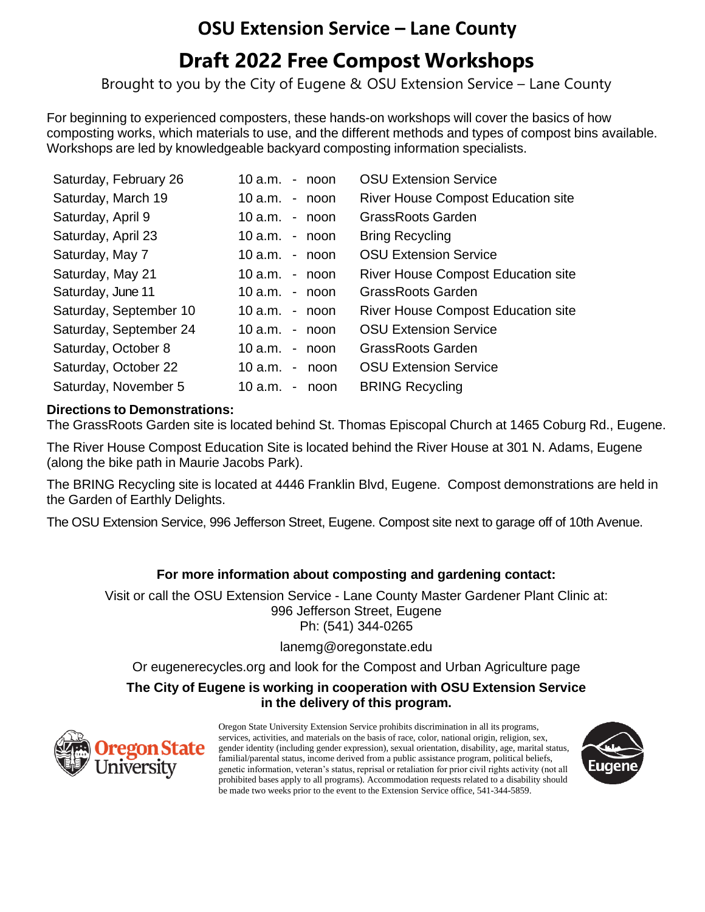# OSU Extension Service – Lane County

## Draft 2022 Free Compost Workshops

Brought to you by the City of Eugene & OSU Extension Service – Lane County

For beginning to experienced composters, these hands-on workshops will cover the basics of how composting works, which materials to use, and the different methods and types of compost bins available. Workshops are led by knowledgeable backyard composting information specialists.

| Date | Time | Location |
|---|---|---|
| Saturday, February 26 | 10 a.m. - noon | OSU Extension Service |
| Saturday, March 19 | 10 a.m. - noon | River House Compost Education site |
| Saturday, April 9 | 10 a.m. - noon | GrassRoots Garden |
| Saturday, April 23 | 10 a.m. - noon | Bring Recycling |
| Saturday, May 7 | 10 a.m. - noon | OSU Extension Service |
| Saturday, May 21 | 10 a.m. - noon | River House Compost Education site |
| Saturday, June 11 | 10 a.m. - noon | GrassRoots Garden |
| Saturday, September 10 | 10 a.m. - noon | River House Compost Education site |
| Saturday, September 24 | 10 a.m. - noon | OSU Extension Service |
| Saturday, October 8 | 10 a.m. - noon | GrassRoots Garden |
| Saturday, October 22 | 10 a.m. - noon | OSU Extension Service |
| Saturday, November 5 | 10 a.m. - noon | BRING Recycling |

**Directions to Demonstrations:**

The GrassRoots Garden site is located behind St. Thomas Episcopal Church at 1465 Coburg Rd., Eugene.

The River House Compost Education Site is located behind the River House at 301 N. Adams, Eugene (along the bike path in Maurie Jacobs Park).

The BRING Recycling site is located at 4446 Franklin Blvd, Eugene. Compost demonstrations are held in the Garden of Earthly Delights.

The OSU Extension Service, 996 Jefferson Street, Eugene. Compost site next to garage off of 10th Avenue.

**For more information about composting and gardening contact:**

Visit or call the OSU Extension Service - Lane County Master Gardener Plant Clinic at:
996 Jefferson Street, Eugene
Ph: (541) 344-0265

lanemg@oregonstate.edu

Or eugenerecycles.org and look for the Compost and Urban Agriculture page

**The City of Eugene is working in cooperation with OSU Extension Service in the delivery of this program.**

Oregon State University

Oregon State University Extension Service prohibits discrimination in all its programs, services, activities, and materials on the basis of race, color, national origin, religion, sex, gender identity (including gender expression), sexual orientation, disability, age, marital status, familial/parental status, income derived from a public assistance program, political beliefs, genetic information, veteran's status, reprisal or retaliation for prior civil rights activity (not all prohibited bases apply to all programs). Accommodation requests related to a disability should be made two weeks prior to the event to the Extension Service office, 541-344-5859.

Eugene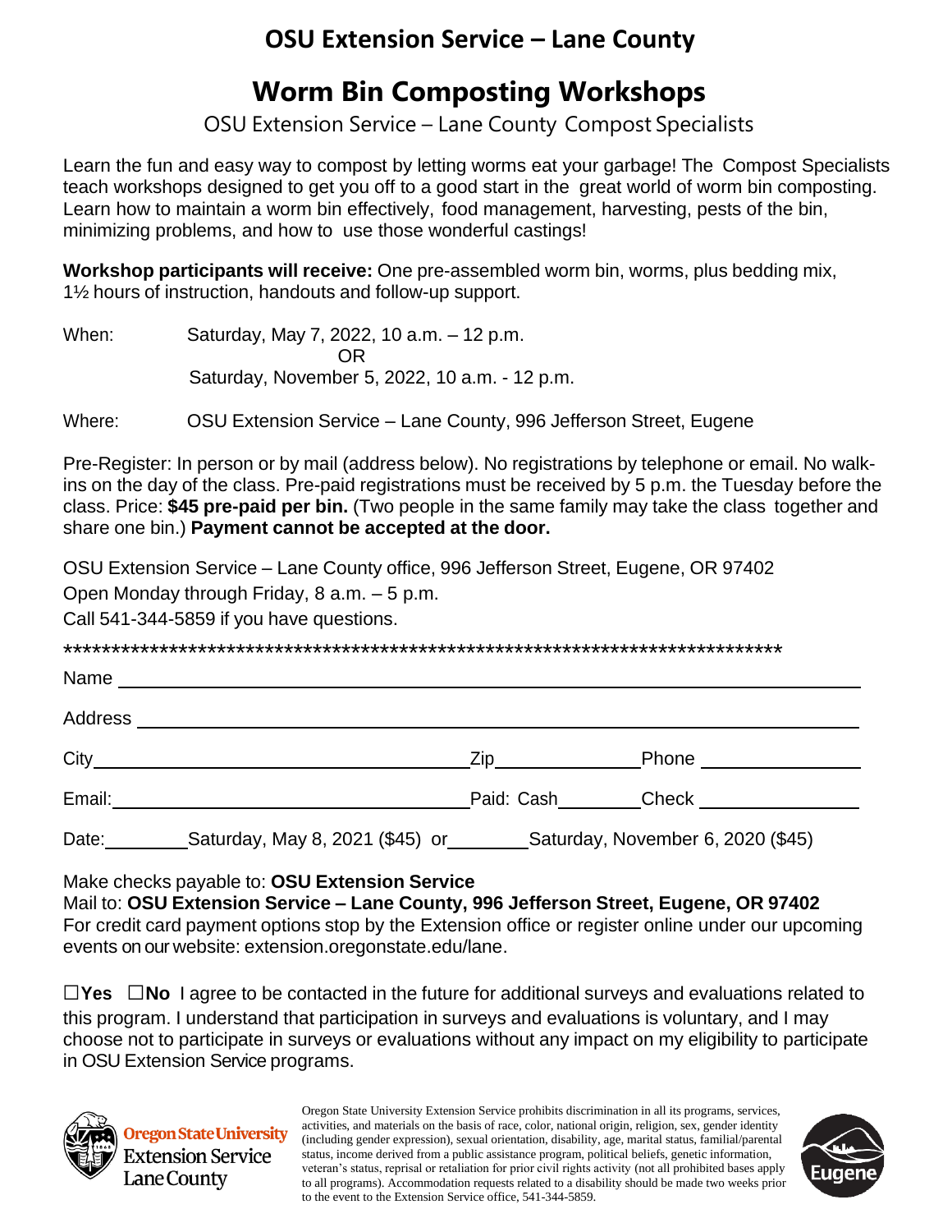# OSU Extension Service – Lane County

## Worm Bin Composting Workshops

OSU Extension Service – Lane County Compost Specialists

Learn the fun and easy way to compost by letting worms eat your garbage! The Compost Specialists teach workshops designed to get you off to a good start in the great world of worm bin composting. Learn how to maintain a worm bin effectively, food management, harvesting, pests of the bin, minimizing problems, and how to use those wonderful castings!

**Workshop participants will receive:** One pre-assembled worm bin, worms, plus bedding mix, 1½ hours of instruction, handouts and follow-up support.

When: Saturday, May 7, 2022, 10 a.m. – 12 p.m.
OR
Saturday, November 5, 2022, 10 a.m. - 12 p.m.

Where: OSU Extension Service – Lane County, 996 Jefferson Street, Eugene

Pre-Register: In person or by mail (address below). No registrations by telephone or email. No walk-ins on the day of the class. Pre-paid registrations must be received by 5 p.m. the Tuesday before the class. Price: **$45 pre-paid per bin.** (Two people in the same family may take the class together and share one bin.) **Payment cannot be accepted at the door.**

OSU Extension Service – Lane County office, 996 Jefferson Street, Eugene, OR 97402
Open Monday through Friday, 8 a.m. – 5 p.m.
Call 541-344-5859 if you have questions.

*****************************************************************************

Name ______________________________________________

Address ____________________________________________

City ______________________ Zip __________ Phone __________

Email: ______________________ Paid: Cash ________ Check __________

Date: ________ Saturday, May 8, 2021 ($45) or ________ Saturday, November 6, 2020 ($45)

Make checks payable to: **OSU Extension Service**
Mail to: **OSU Extension Service – Lane County, 996 Jefferson Street, Eugene, OR 97402**
For credit card payment options stop by the Extension office or register online under our upcoming events on our website: extension.oregonstate.edu/lane.

☐**Yes** ☐**No** I agree to be contacted in the future for additional surveys and evaluations related to this program. I understand that participation in surveys and evaluations is voluntary, and I may choose not to participate in surveys or evaluations without any impact on my eligibility to participate in OSU Extension Service programs.

Oregon State University Extension Service Lane County

Oregon State University Extension Service prohibits discrimination in all its programs, services, activities, and materials on the basis of race, color, national origin, religion, sex, gender identity (including gender expression), sexual orientation, disability, age, marital status, familial/parental status, income derived from a public assistance program, political beliefs, genetic information, veteran's status, reprisal or retaliation for prior civil rights activity (not all prohibited bases apply to all programs). Accommodation requests related to a disability should be made two weeks prior to the event to the Extension Service office, 541-344-5859.

Eugene